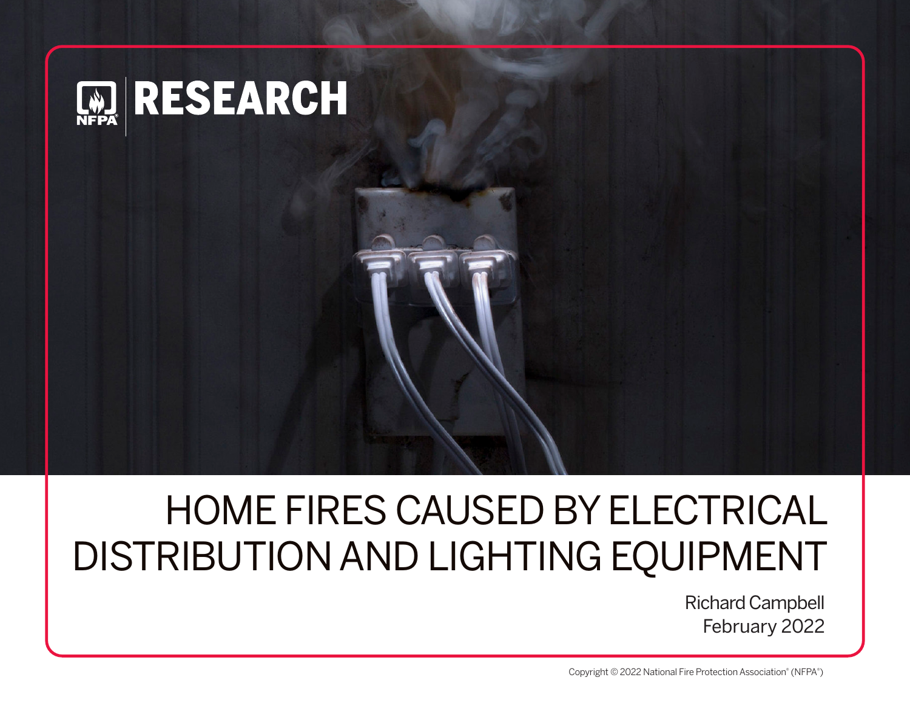NFPA RESEARCH

# HOME FIRES CAUSED BY ELECTRICAL DISTRIBUTION AND LIGHTING EQUIPMENT

Richard Campbell
February 2022

Copyright © 2022 National Fire Protection Association® (NFPA®)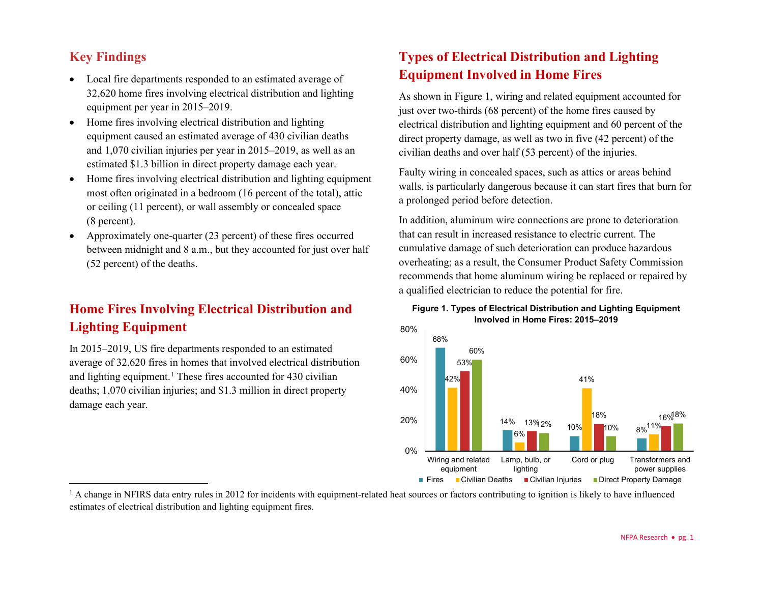## Key Findings

- Local fire departments responded to an estimated average of 32,620 home fires involving electrical distribution and lighting equipment per year in 2015–2019.
- Home fires involving electrical distribution and lighting equipment caused an estimated average of 430 civilian deaths and 1,070 civilian injuries per year in 2015–2019, as well as an estimated $1.3 billion in direct property damage each year.
- Home fires involving electrical distribution and lighting equipment most often originated in a bedroom (16 percent of the total), attic or ceiling (11 percent), or wall assembly or concealed space (8 percent).
- Approximately one-quarter (23 percent) of these fires occurred between midnight and 8 a.m., but they accounted for just over half (52 percent) of the deaths.

## Home Fires Involving Electrical Distribution and Lighting Equipment

In 2015–2019, US fire departments responded to an estimated average of 32,620 fires in homes that involved electrical distribution and lighting equipment.[1] These fires accounted for 430 civilian deaths; 1,070 civilian injuries; and $1.3 million in direct property damage each year.

## Types of Electrical Distribution and Lighting Equipment Involved in Home Fires

As shown in Figure 1, wiring and related equipment accounted for just over two-thirds (68 percent) of the home fires caused by electrical distribution and lighting equipment and 60 percent of the direct property damage, as well as two in five (42 percent) of the civilian deaths and over half (53 percent) of the injuries.

Faulty wiring in concealed spaces, such as attics or areas behind walls, is particularly dangerous because it can start fires that burn for a prolonged period before detection.

In addition, aluminum wire connections are prone to deterioration that can result in increased resistance to electric current. The cumulative damage of such deterioration can produce hazardous overheating; as a result, the Consumer Product Safety Commission recommends that home aluminum wiring be replaced or repaired by a qualified electrician to reduce the potential for fire.

**Figure 1. Types of Electrical Distribution and Lighting Equipment Involved in Home Fires: 2015–2019**

| | Fires | Civilian Deaths | Civilian Injuries | Direct Property Damage |
|---|---|---|---|---|
| Wiring and related equipment | 68% | 42% | 53% | 60% |
| Lamp, bulb, or lighting | 14% | 6% | 13% | 12% |
| Cord or plug | 10% | 41% | 18% | 10% |
| Transformers and power supplies | 8% | 11% | 16% | 18% |

[1] A change in NFIRS data entry rules in 2012 for incidents with equipment-related heat sources or factors contributing to ignition is likely to have influenced estimates of electrical distribution and lighting equipment fires.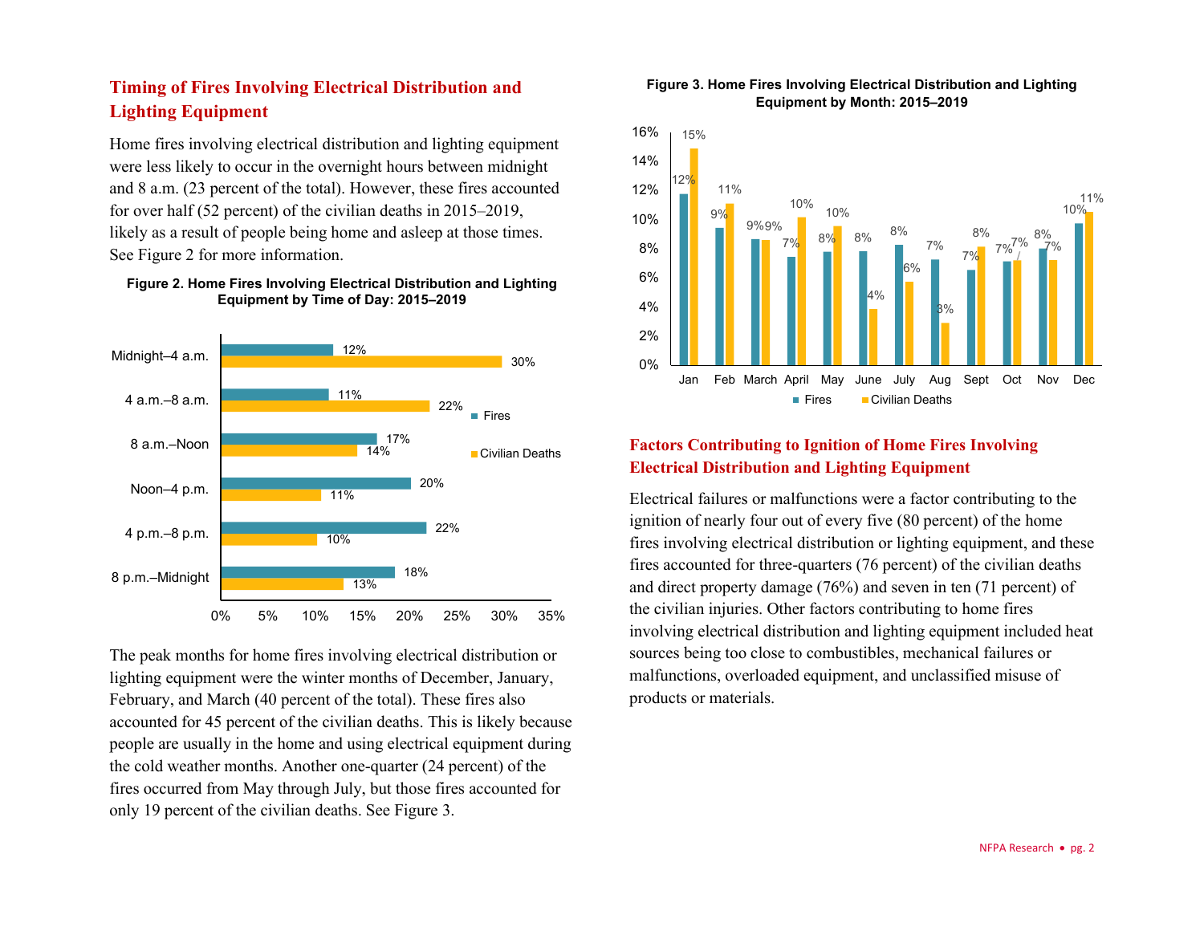## Timing of Fires Involving Electrical Distribution and Lighting Equipment

Home fires involving electrical distribution and lighting equipment were less likely to occur in the overnight hours between midnight and 8 a.m. (23 percent of the total). However, these fires accounted for over half (52 percent) of the civilian deaths in 2015–2019, likely as a result of people being home and asleep at those times. See Figure 2 for more information.

**Figure 2. Home Fires Involving Electrical Distribution and Lighting Equipment by Time of Day: 2015–2019**

| Time of Day | Fires | Civilian Deaths |
|---|---|---|
| Midnight–4 a.m. | 12% | 30% |
| 4 a.m.–8 a.m. | 11% | 22% |
| 8 a.m.–Noon | 17% | 14% |
| Noon–4 p.m. | 20% | 11% |
| 4 p.m.–8 p.m. | 22% | 10% |
| 8 p.m.–Midnight | 18% | 13% |

The peak months for home fires involving electrical distribution or lighting equipment were the winter months of December, January, February, and March (40 percent of the total). These fires also accounted for 45 percent of the civilian deaths. This is likely because people are usually in the home and using electrical equipment during the cold weather months. Another one-quarter (24 percent) of the fires occurred from May through July, but those fires accounted for only 19 percent of the civilian deaths. See Figure 3.

**Figure 3. Home Fires Involving Electrical Distribution and Lighting Equipment by Month: 2015–2019**

| Month | Fires | Civilian Deaths |
|---|---|---|
| Jan | 12% | 15% |
| Feb | 9% | 11% |
| March | 9% | 9% |
| April | 7% | 10% |
| May | 8% | 10% |
| June | 8% | 4% |
| July | 8% | 6% |
| Aug | 7% | 3% |
| Sept | 7% | 8% |
| Oct | 7% | 7% |
| Nov | 8% | 7% |
| Dec | 10% | 11% |

## Factors Contributing to Ignition of Home Fires Involving Electrical Distribution and Lighting Equipment

Electrical failures or malfunctions were a factor contributing to the ignition of nearly four out of every five (80 percent) of the home fires involving electrical distribution or lighting equipment, and these fires accounted for three-quarters (76 percent) of the civilian deaths and direct property damage (76%) and seven in ten (71 percent) of the civilian injuries. Other factors contributing to home fires involving electrical distribution and lighting equipment included heat sources being too close to combustibles, mechanical failures or malfunctions, overloaded equipment, and unclassified misuse of products or materials.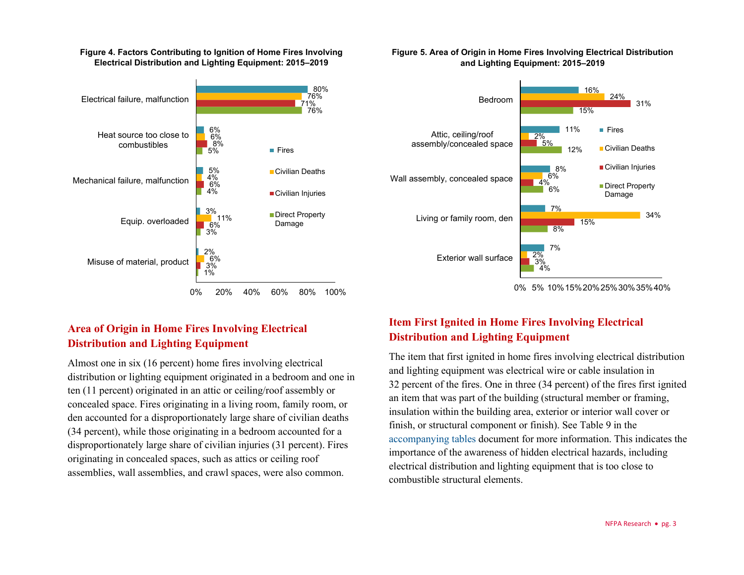**Figure 4. Factors Contributing to Ignition of Home Fires Involving Electrical Distribution and Lighting Equipment: 2015–2019**

| Factor | Fires | Civilian Deaths | Civilian Injuries | Direct Property Damage |
|---|---|---|---|---|
| Electrical failure, malfunction | 80% | 76% | 71% | 76% |
| Heat source too close to combustibles | 6% | 6% | 8% | 5% |
| Mechanical failure, malfunction | 5% | 4% | 6% | 4% |
| Equip. overloaded | 3% | 11% | 6% | 3% |
| Misuse of material, product | 2% | 6% | 3% | 1% |

**Figure 5. Area of Origin in Home Fires Involving Electrical Distribution and Lighting Equipment: 2015–2019**

| Area of Origin | Fires | Civilian Deaths | Civilian Injuries | Direct Property Damage |
|---|---|---|---|---|
| Bedroom | 16% | 24% | 31% | 15% |
| Attic, ceiling/roof assembly/concealed space | 11% | 2% | 5% | 12% |
| Wall assembly, concealed space | 8% | 6% | 4% | 6% |
| Living or family room, den | 7% | 34% | 15% | 8% |
| Exterior wall surface | 7% | 2% | 3% | 4% |

## Area of Origin in Home Fires Involving Electrical Distribution and Lighting Equipment

Almost one in six (16 percent) home fires involving electrical distribution or lighting equipment originated in a bedroom and one in ten (11 percent) originated in an attic or ceiling/roof assembly or concealed space. Fires originating in a living room, family room, or den accounted for a disproportionately large share of civilian deaths (34 percent), while those originating in a bedroom accounted for a disproportionately large share of civilian injuries (31 percent). Fires originating in concealed spaces, such as attics or ceiling roof assemblies, wall assemblies, and crawl spaces, were also common.

## Item First Ignited in Home Fires Involving Electrical Distribution and Lighting Equipment

The item that first ignited in home fires involving electrical distribution and lighting equipment was electrical wire or cable insulation in 32 percent of the fires. One in three (34 percent) of the fires first ignited an item that was part of the building (structural member or framing, insulation within the building area, exterior or interior wall cover or finish, or structural component or finish). See Table 9 in the accompanying tables document for more information. This indicates the importance of the awareness of hidden electrical hazards, including electrical distribution and lighting equipment that is too close to combustible structural elements.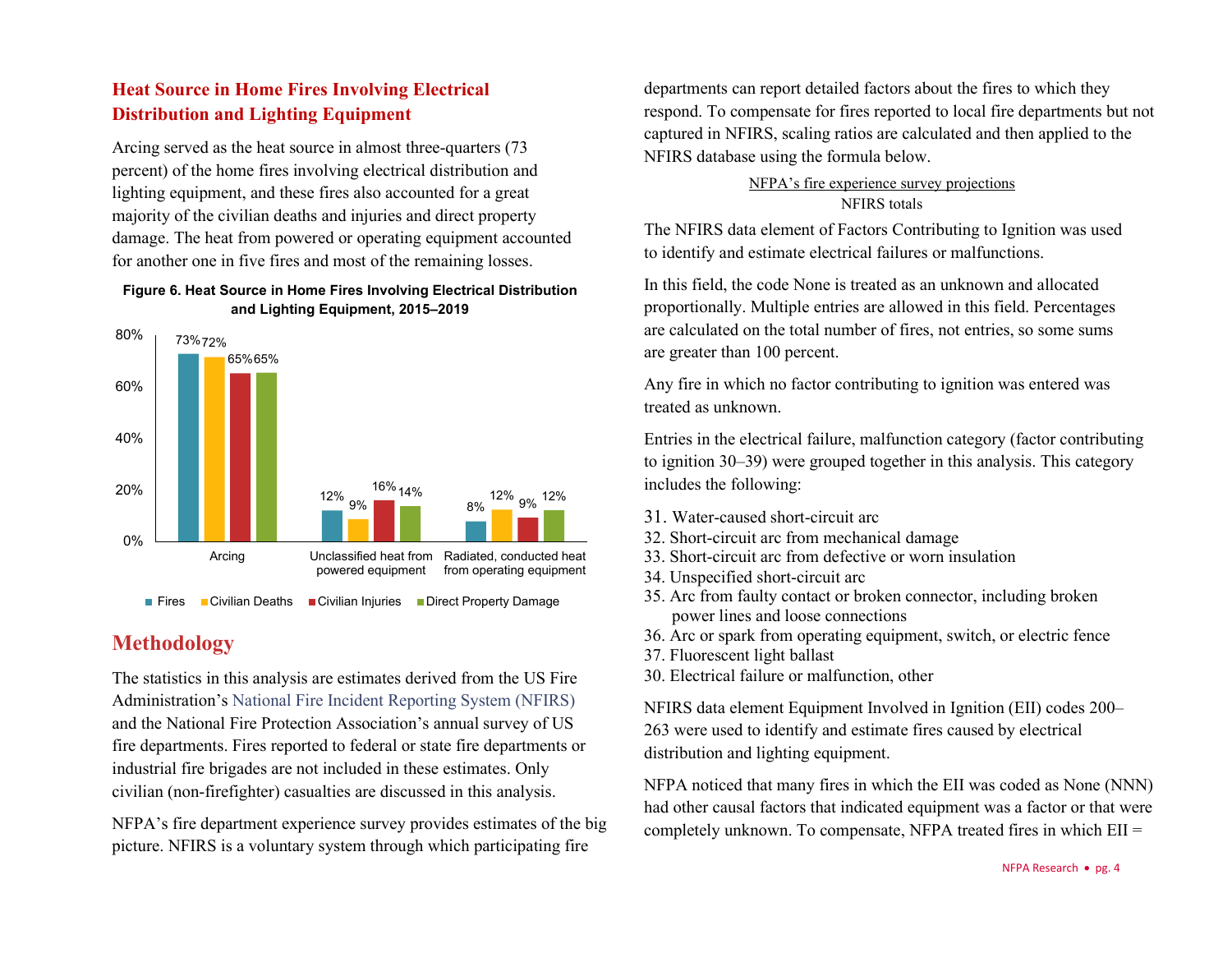### Heat Source in Home Fires Involving Electrical Distribution and Lighting Equipment

Arcing served as the heat source in almost three-quarters (73 percent) of the home fires involving electrical distribution and lighting equipment, and these fires also accounted for a great majority of the civilian deaths and injuries and direct property damage. The heat from powered or operating equipment accounted for another one in five fires and most of the remaining losses.

**Figure 6. Heat Source in Home Fires Involving Electrical Distribution and Lighting Equipment, 2015–2019**

| Heat source | Fires | Civilian Deaths | Civilian Injuries | Direct Property Damage |
|---|---|---|---|---|
| Arcing | 73% | 72% | 65% | 65% |
| Unclassified heat from powered equipment | 12% | 9% | 16% | 14% |
| Radiated, conducted heat from operating equipment | 8% | 12% | 9% | 12% |

## Methodology

The statistics in this analysis are estimates derived from the US Fire Administration's National Fire Incident Reporting System (NFIRS) and the National Fire Protection Association's annual survey of US fire departments. Fires reported to federal or state fire departments or industrial fire brigades are not included in these estimates. Only civilian (non-firefighter) casualties are discussed in this analysis.

NFPA's fire department experience survey provides estimates of the big picture. NFIRS is a voluntary system through which participating fire departments can report detailed factors about the fires to which they respond. To compensate for fires reported to local fire departments but not captured in NFIRS, scaling ratios are calculated and then applied to the NFIRS database using the formula below.

$$\frac{\text{NFPA's fire experience survey projections}}{\text{NFIRS totals}}$$

The NFIRS data element of Factors Contributing to Ignition was used to identify and estimate electrical failures or malfunctions.

In this field, the code None is treated as an unknown and allocated proportionally. Multiple entries are allowed in this field. Percentages are calculated on the total number of fires, not entries, so some sums are greater than 100 percent.

Any fire in which no factor contributing to ignition was entered was treated as unknown.

Entries in the electrical failure, malfunction category (factor contributing to ignition 30–39) were grouped together in this analysis. This category includes the following:

31. Water-caused short-circuit arc
32. Short-circuit arc from mechanical damage
33. Short-circuit arc from defective or worn insulation
34. Unspecified short-circuit arc
35. Arc from faulty contact or broken connector, including broken power lines and loose connections
36. Arc or spark from operating equipment, switch, or electric fence
37. Fluorescent light ballast
30. Electrical failure or malfunction, other

NFIRS data element Equipment Involved in Ignition (EII) codes 200–263 were used to identify and estimate fires caused by electrical distribution and lighting equipment.

NFPA noticed that many fires in which the EII was coded as None (NNN) had other causal factors that indicated equipment was a factor or that were completely unknown. To compensate, NFPA treated fires in which EII =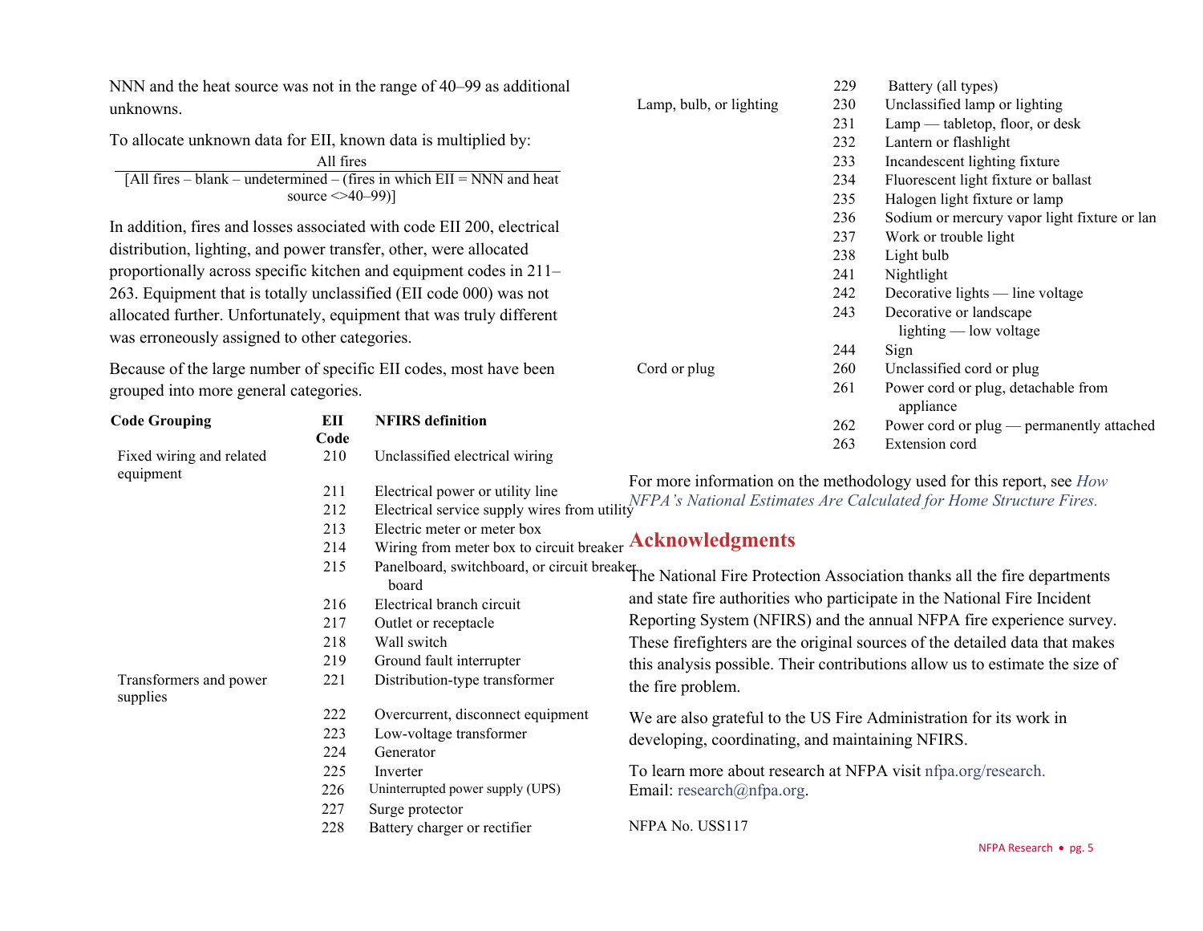NNN and the heat source was not in the range of 40–99 as additional unknowns.

To allocate unknown data for EII, known data is multiplied by:

$$\frac{\text{All fires}}{[\text{All fires} - \text{blank} - \text{undetermined} - (\text{fires in which EII} = \text{NNN and heat source} <> 40\text{–}99)]}$$

In addition, fires and losses associated with code EII 200, electrical distribution, lighting, and power transfer, other, were allocated proportionally across specific kitchen and equipment codes in 211–263. Equipment that is totally unclassified (EII code 000) was not allocated further. Unfortunately, equipment that was truly different was erroneously assigned to other categories.

Because of the large number of specific EII codes, most have been grouped into more general categories.

| Code Grouping | EII Code | NFIRS definition |
|---|---|---|
| Fixed wiring and related equipment | 210 | Unclassified electrical wiring |
| | 211 | Electrical power or utility line |
| | 212 | Electrical service supply wires from utility |
| | 213 | Electric meter or meter box |
| | 214 | Wiring from meter box to circuit breaker |
| | 215 | Panelboard, switchboard, or circuit breaker board |
| | 216 | Electrical branch circuit |
| | 217 | Outlet or receptacle |
| | 218 | Wall switch |
| | 219 | Ground fault interrupter |
| Transformers and power supplies | 221 | Distribution-type transformer |
| | 222 | Overcurrent, disconnect equipment |
| | 223 | Low-voltage transformer |
| | 224 | Generator |
| | 225 | Inverter |
| | 226 | Uninterrupted power supply (UPS) |
| | 227 | Surge protector |
| | 228 | Battery charger or rectifier |
| | 229 | Battery (all types) |
| Lamp, bulb, or lighting | 230 | Unclassified lamp or lighting |
| | 231 | Lamp — tabletop, floor, or desk |
| | 232 | Lantern or flashlight |
| | 233 | Incandescent lighting fixture |
| | 234 | Fluorescent light fixture or ballast |
| | 235 | Halogen light fixture or lamp |
| | 236 | Sodium or mercury vapor light fixture or lan |
| | 237 | Work or trouble light |
| | 238 | Light bulb |
| | 241 | Nightlight |
| | 242 | Decorative lights — line voltage |
| | 243 | Decorative or landscape lighting — low voltage |
| | 244 | Sign |
| Cord or plug | 260 | Unclassified cord or plug |
| | 261 | Power cord or plug, detachable from appliance |
| | 262 | Power cord or plug — permanently attached |
| | 263 | Extension cord |

For more information on the methodology used for this report, see *How NFPA's National Estimates Are Calculated for Home Structure Fires.*

## Acknowledgments

The National Fire Protection Association thanks all the fire departments and state fire authorities who participate in the National Fire Incident Reporting System (NFIRS) and the annual NFPA fire experience survey. These firefighters are the original sources of the detailed data that makes this analysis possible. Their contributions allow us to estimate the size of the fire problem.

We are also grateful to the US Fire Administration for its work in developing, coordinating, and maintaining NFIRS.

To learn more about research at NFPA visit nfpa.org/research.
Email: research@nfpa.org.

NFPA No. USS117